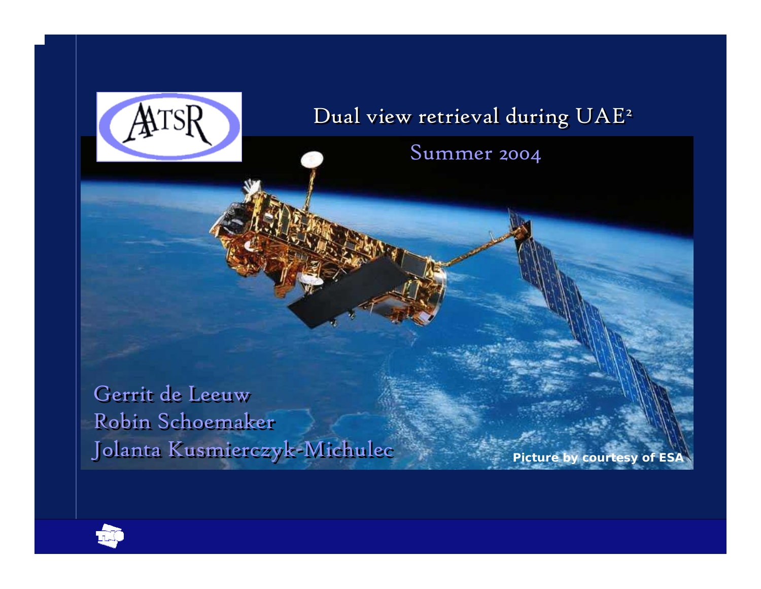# Dual view retrieval during UAE²

## Summer 2004

Gerrit de Leeuw
Robin Schoemaker
Jolanta Kusmierczyk-Michulec

Picture by courtesy of ESA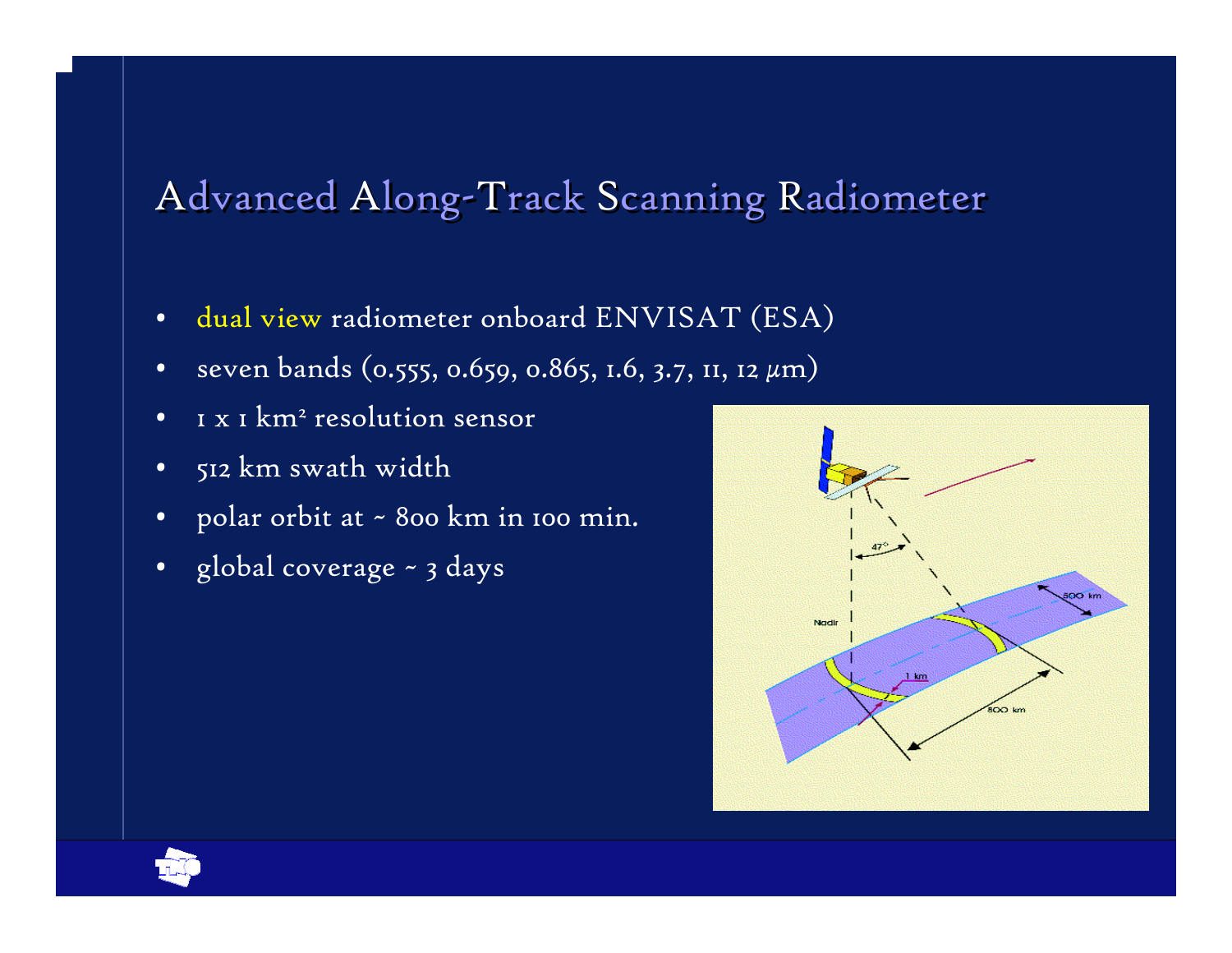# Advanced Along-Track Scanning Radiometer

- dual view radiometer onboard ENVISAT (ESA)
- seven bands (0.555, 0.659, 0.865, 1.6, 3.7, 11, 12 $\mu$m)
- 1 x 1 km$^2$ resolution sensor
- 512 km swath width
- polar orbit at ~ 800 km in 100 min.
- global coverage ~ 3 days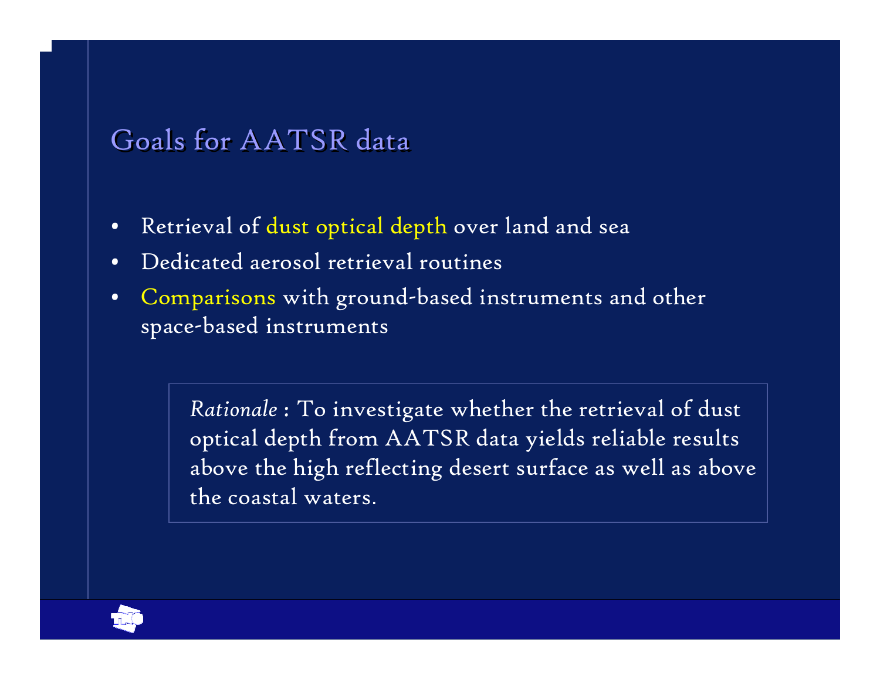## Goals for AATSR data

- Retrieval of dust optical depth over land and sea
- Dedicated aerosol retrieval routines
- Comparisons with ground-based instruments and other space-based instruments

> *Rationale* : To investigate whether the retrieval of dust optical depth from AATSR data yields reliable results above the high reflecting desert surface as well as above the coastal waters.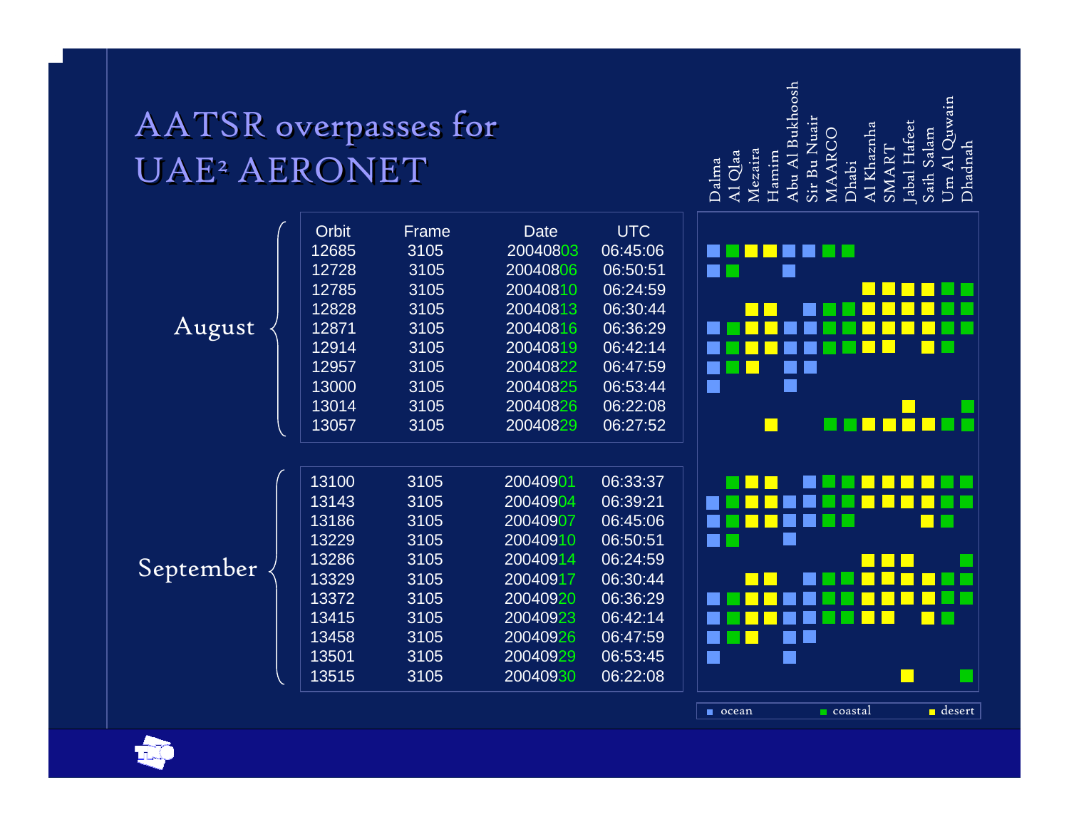# AATSR overpasses for UAE² AERONET

Legend: O = ocean, C = coastal, D = desert

| Month | Orbit | Frame | Date | UTC | Dalma | Al Qlaa | Mezaira | Hamim | Abu Al Bukhoosh | Sir Bu Nuair | MAARCO | Dhabi | Al Khazna | SMART | Jabal Hafeet | Saih Salam | Um Al Quwain | Dhadnah |
|---|---|---|---|---|---|---|---|---|---|---|---|---|---|---|---|---|---|---|
| August | 12685 | 3105 | 20040803 | 06:45:06 | O | C | D | D | O | O | C | C | | | | | | |
| | 12728 | 3105 | 20040806 | 06:50:51 | O | C | | | O | | | | | | | | | |
| | 12785 | 3105 | 20040810 | 06:24:59 | | | | | | | | | D | D | D | D | C | C |
| | 12828 | 3105 | 20040813 | 06:30:44 | | | D | D | | O | C | C | D | D | D | D | C | C |
| | 12871 | 3105 | 20040816 | 06:36:29 | O | C | D | D | O | O | C | C | D | D | D | D | C | C |
| | 12914 | 3105 | 20040819 | 06:42:14 | O | C | D | D | O | O | C | C | D | D | | D | C | |
| | 12957 | 3105 | 20040822 | 06:47:59 | O | C | D | | O | O | | | | | | | | |
| | 13000 | 3105 | 20040825 | 06:53:44 | O | | | | O | | | | | | | | | |
| | 13014 | 3105 | 20040826 | 06:22:08 | | | | | | | | | | | D | | | C |
| | 13057 | 3105 | 20040829 | 06:27:52 | | | | D | | | C | C | D | D | D | D | C | C |
| September | 13100 | 3105 | 20040901 | 06:33:37 | | C | D | D | | O | C | C | D | D | D | D | C | C |
| | 13143 | 3105 | 20040904 | 06:39:21 | O | C | D | D | O | O | C | C | D | D | D | D | C | C |
| | 13186 | 3105 | 20040907 | 06:45:06 | O | C | D | D | O | O | C | C | | | | D | C | |
| | 13229 | 3105 | 20040910 | 06:50:51 | O | C | | | O | | | | | | | | | |
| | 13286 | 3105 | 20040914 | 06:24:59 | | | | | | | | | D | D | D | | | C |
| | 13329 | 3105 | 20040917 | 06:30:44 | | | D | D | | O | C | C | D | D | D | D | C | C |
| | 13372 | 3105 | 20040920 | 06:36:29 | O | C | D | D | O | O | C | C | D | D | D | D | C | C |
| | 13415 | 3105 | 20040923 | 06:42:14 | O | C | D | D | O | O | C | C | D | D | | D | C | |
| | 13458 | 3105 | 20040926 | 06:47:59 | O | C | D | | O | O | | | | | | | | |
| | 13501 | 3105 | 20040929 | 06:53:45 | O | | | | O | | | | | | | | | |
| | 13515 | 3105 | 20040930 | 06:22:08 | | | | | | | | | | | D | | | C |

ocean · coastal · desert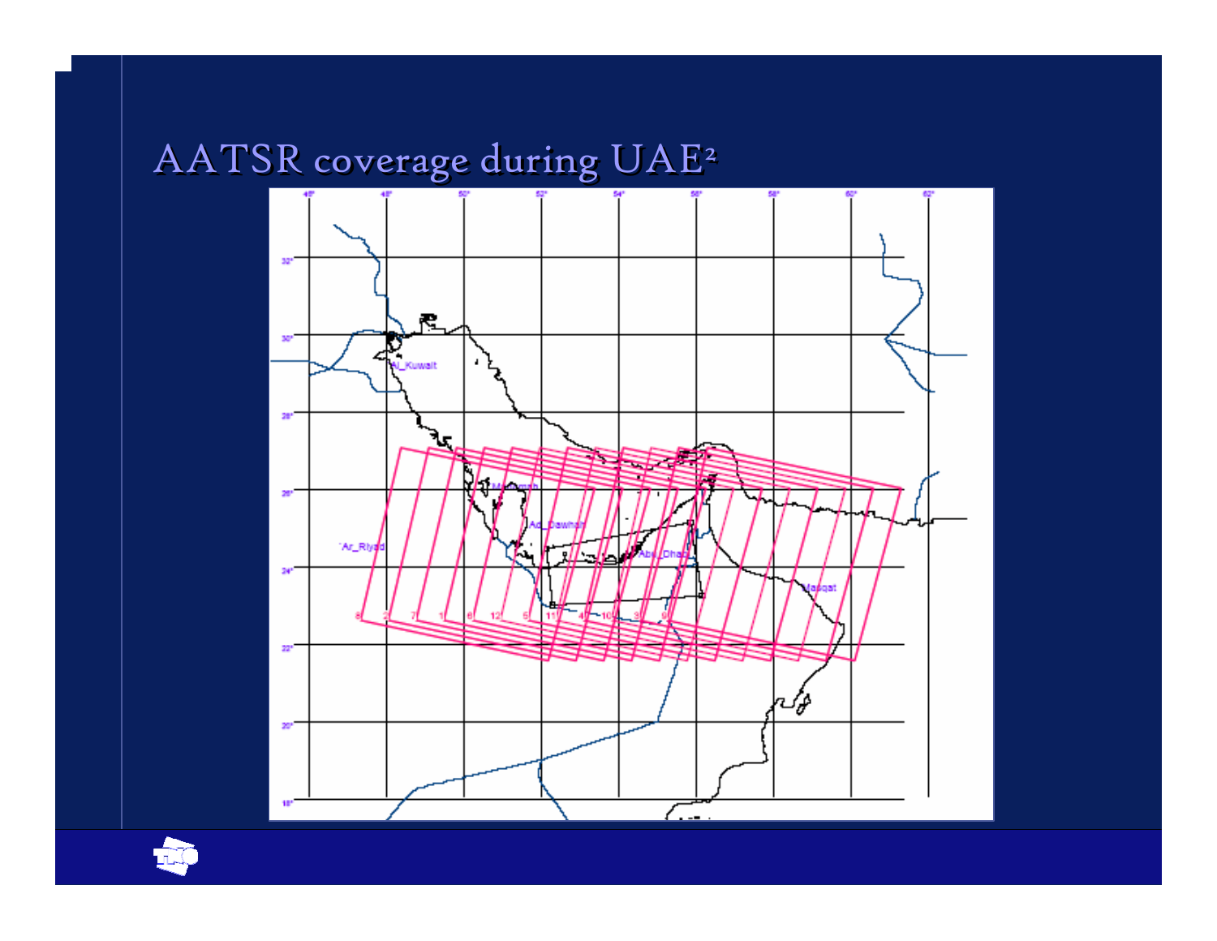# AATSR coverage during UAE²

46° 48° 50° 52° 54° 56° 58° 60° 62°

32° 30° 28° 26° 24° 22° 20° 18°

Al_Kuwait

Manamah

Ad_Dawhah

Ar_Riyad

Abu_Dhabi

Masqat

8 2 7 1 6 12 5 11 4 10 3 9